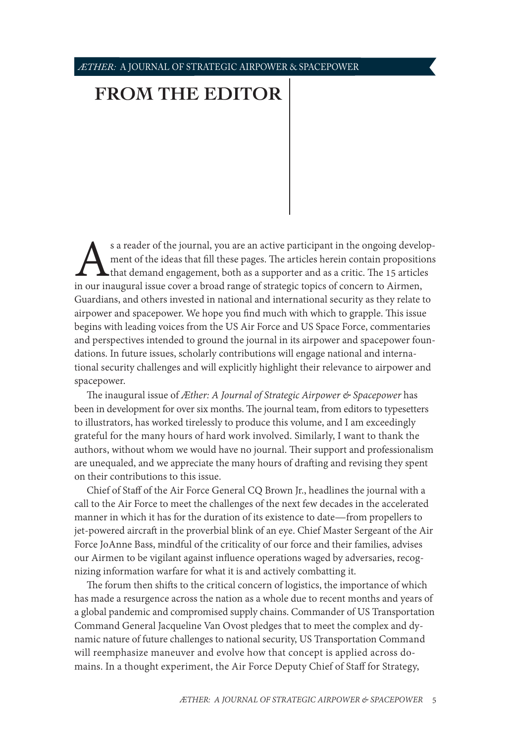# FROM THE EDITOR

As a reader of the journal, you are an active participant in the ongoing development of the ideas that fill these pages. The articles herein contain propositions that demand engagement, both as a supporter and as a critic. The 15 articles in our inaugural issue cover a broad range of strategic topics of concern to Airmen, Guardians, and others invested in national and international security as they relate to airpower and spacepower. We hope you find much with which to grapple. This issue begins with leading voices from the US Air Force and US Space Force, commentaries and perspectives intended to ground the journal in its airpower and spacepower foundations. In future issues, scholarly contributions will engage national and international security challenges and will explicitly highlight their relevance to airpower and spacepower.

The inaugural issue of *Æther: A Journal of Strategic Airpower & Spacepower* has been in development for over six months. The journal team, from editors to typesetters to illustrators, has worked tirelessly to produce this volume, and I am exceedingly grateful for the many hours of hard work involved. Similarly, I want to thank the authors, without whom we would have no journal. Their support and professionalism are unequaled, and we appreciate the many hours of drafting and revising they spent on their contributions to this issue.

Chief of Staff of the Air Force General CQ Brown Jr., headlines the journal with a call to the Air Force to meet the challenges of the next few decades in the accelerated manner in which it has for the duration of its existence to date—from propellers to jet-powered aircraft in the proverbial blink of an eye. Chief Master Sergeant of the Air Force JoAnne Bass, mindful of the criticality of our force and their families, advises our Airmen to be vigilant against influence operations waged by adversaries, recognizing information warfare for what it is and actively combatting it.

The forum then shifts to the critical concern of logistics, the importance of which has made a resurgence across the nation as a whole due to recent months and years of a global pandemic and compromised supply chains. Commander of US Transportation Command General Jacqueline Van Ovost pledges that to meet the complex and dynamic nature of future challenges to national security, US Transportation Command will reemphasize maneuver and evolve how that concept is applied across domains. In a thought experiment, the Air Force Deputy Chief of Staff for Strategy,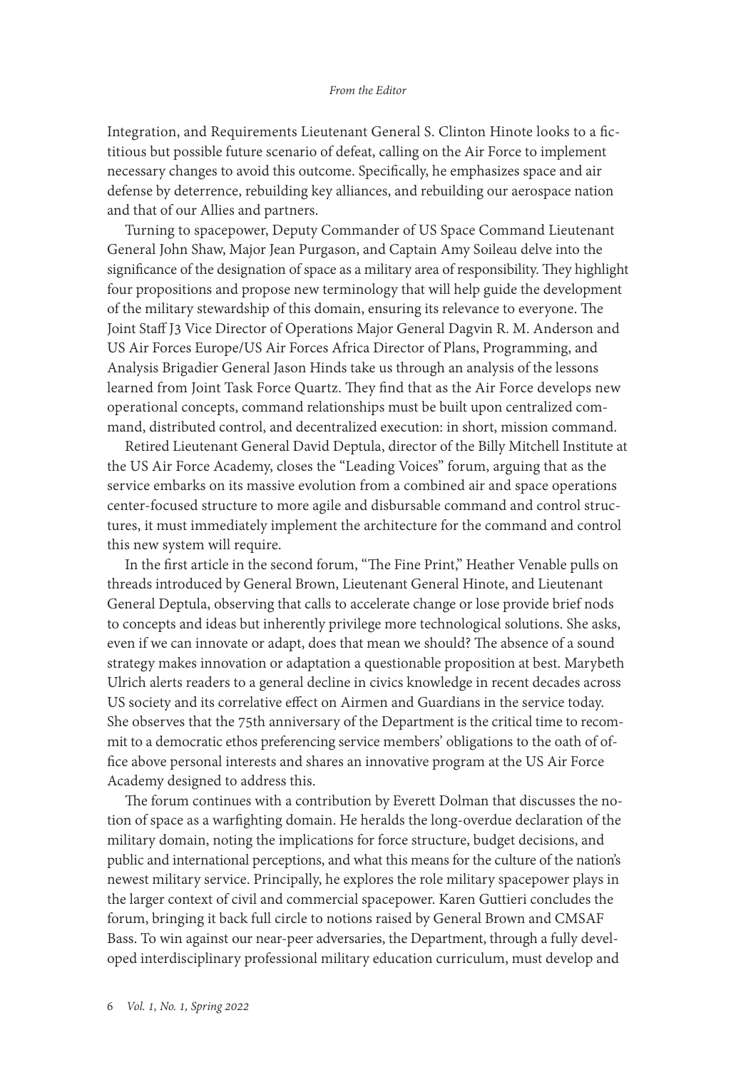Integration, and Requirements Lieutenant General S. Clinton Hinote looks to a fictitious but possible future scenario of defeat, calling on the Air Force to implement necessary changes to avoid this outcome. Specifically, he emphasizes space and air defense by deterrence, rebuilding key alliances, and rebuilding our aerospace nation and that of our Allies and partners.

Turning to spacepower, Deputy Commander of US Space Command Lieutenant General John Shaw, Major Jean Purgason, and Captain Amy Soileau delve into the significance of the designation of space as a military area of responsibility. They highlight four propositions and propose new terminology that will help guide the development of the military stewardship of this domain, ensuring its relevance to everyone. The Joint Staff J3 Vice Director of Operations Major General Dagvin R. M. Anderson and US Air Forces Europe/US Air Forces Africa Director of Plans, Programming, and Analysis Brigadier General Jason Hinds take us through an analysis of the lessons learned from Joint Task Force Quartz. They find that as the Air Force develops new operational concepts, command relationships must be built upon centralized command, distributed control, and decentralized execution: in short, mission command.

Retired Lieutenant General David Deptula, director of the Billy Mitchell Institute at the US Air Force Academy, closes the "Leading Voices" forum, arguing that as the service embarks on its massive evolution from a combined air and space operations center-focused structure to more agile and disbursable command and control structures, it must immediately implement the architecture for the command and control this new system will require.

In the first article in the second forum, "The Fine Print," Heather Venable pulls on threads introduced by General Brown, Lieutenant General Hinote, and Lieutenant General Deptula, observing that calls to accelerate change or lose provide brief nods to concepts and ideas but inherently privilege more technological solutions. She asks, even if we can innovate or adapt, does that mean we should? The absence of a sound strategy makes innovation or adaptation a questionable proposition at best. Marybeth Ulrich alerts readers to a general decline in civics knowledge in recent decades across US society and its correlative effect on Airmen and Guardians in the service today. She observes that the 75th anniversary of the Department is the critical time to recommit to a democratic ethos preferencing service members' obligations to the oath of office above personal interests and shares an innovative program at the US Air Force Academy designed to address this.

The forum continues with a contribution by Everett Dolman that discusses the notion of space as a warfighting domain. He heralds the long-overdue declaration of the military domain, noting the implications for force structure, budget decisions, and public and international perceptions, and what this means for the culture of the nation's newest military service. Principally, he explores the role military spacepower plays in the larger context of civil and commercial spacepower. Karen Guttieri concludes the forum, bringing it back full circle to notions raised by General Brown and CMSAF Bass. To win against our near-peer adversaries, the Department, through a fully developed interdisciplinary professional military education curriculum, must develop and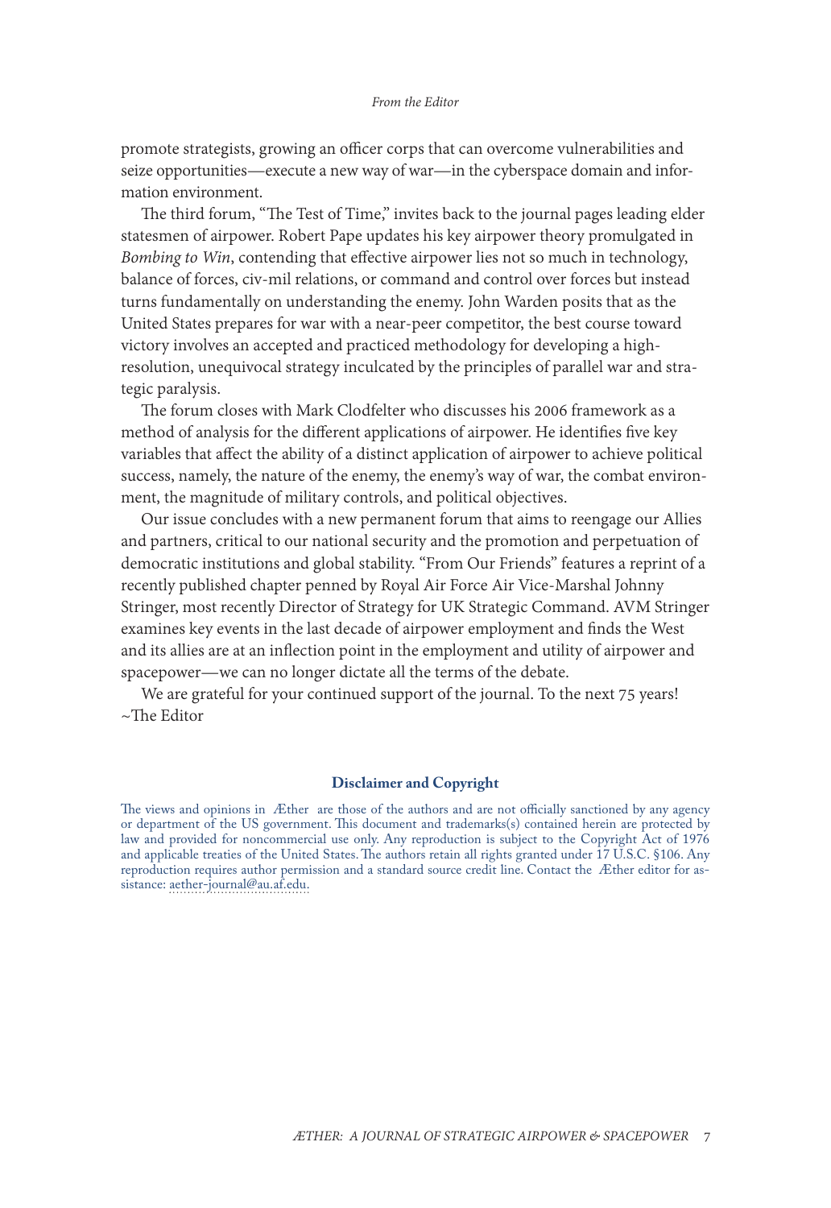promote strategists, growing an officer corps that can overcome vulnerabilities and seize opportunities—execute a new way of war—in the cyberspace domain and information environment.

The third forum, "The Test of Time," invites back to the journal pages leading elder statesmen of airpower. Robert Pape updates his key airpower theory promulgated in *Bombing to Win*, contending that effective airpower lies not so much in technology, balance of forces, civ-mil relations, or command and control over forces but instead turns fundamentally on understanding the enemy. John Warden posits that as the United States prepares for war with a near-peer competitor, the best course toward victory involves an accepted and practiced methodology for developing a high-resolution, unequivocal strategy inculcated by the principles of parallel war and strategic paralysis.

The forum closes with Mark Clodfelter who discusses his 2006 framework as a method of analysis for the different applications of airpower. He identifies five key variables that affect the ability of a distinct application of airpower to achieve political success, namely, the nature of the enemy, the enemy's way of war, the combat environment, the magnitude of military controls, and political objectives.

Our issue concludes with a new permanent forum that aims to reengage our Allies and partners, critical to our national security and the promotion and perpetuation of democratic institutions and global stability. "From Our Friends" features a reprint of a recently published chapter penned by Royal Air Force Air Vice-Marshal Johnny Stringer, most recently Director of Strategy for UK Strategic Command. AVM Stringer examines key events in the last decade of airpower employment and finds the West and its allies are at an inflection point in the employment and utility of airpower and spacepower—we can no longer dictate all the terms of the debate.

We are grateful for your continued support of the journal. To the next 75 years!
~The Editor

**Disclaimer and Copyright**

The views and opinions in Æther are those of the authors and are not officially sanctioned by any agency or department of the US government. This document and trademarks(s) contained herein are protected by law and provided for noncommercial use only. Any reproduction is subject to the Copyright Act of 1976 and applicable treaties of the United States. The authors retain all rights granted under 17 U.S.C. §106. Any reproduction requires author permission and a standard source credit line. Contact the Æther editor for assistance: aether-journal@au.af.edu.